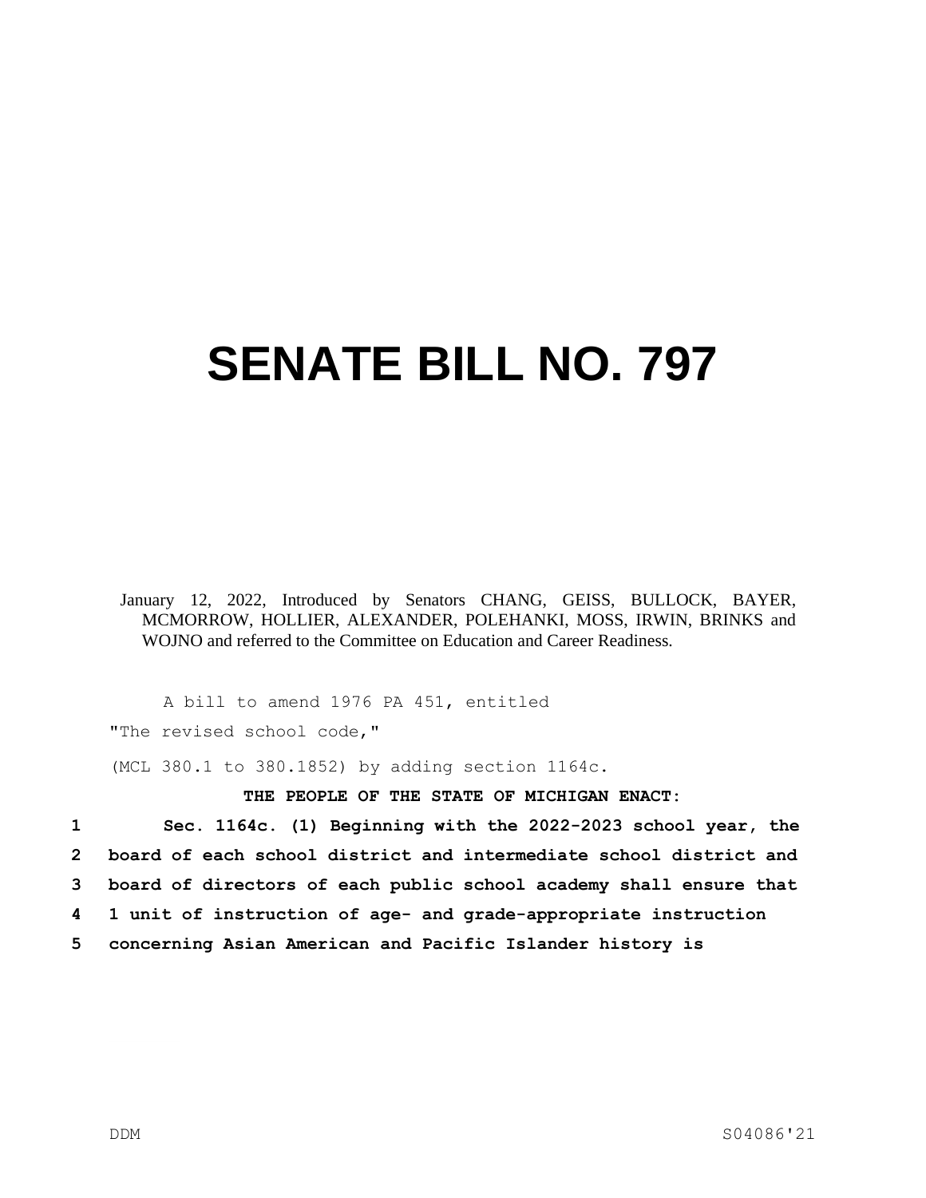# SENATE BILL NO. 797

January 12, 2022, Introduced by Senators CHANG, GEISS, BULLOCK, BAYER, MCMORROW, HOLLIER, ALEXANDER, POLEHANKI, MOSS, IRWIN, BRINKS and WOJNO and referred to the Committee on Education and Career Readiness.

A bill to amend 1976 PA 451, entitled

"The revised school code,"

(MCL 380.1 to 380.1852) by adding section 1164c.

**THE PEOPLE OF THE STATE OF MICHIGAN ENACT:**

1 **Sec. 1164c. (1) Beginning with the 2022-2023 school year, the**
2 **board of each school district and intermediate school district and**
3 **board of directors of each public school academy shall ensure that**
4 **1 unit of instruction of age- and grade-appropriate instruction**
5 **concerning Asian American and Pacific Islander history is**

DDM S04086'21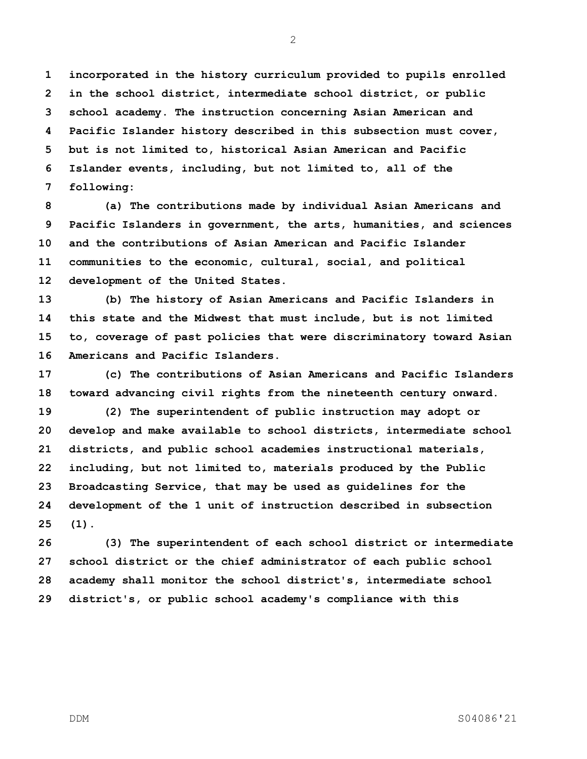**incorporated in the history curriculum provided to pupils enrolled in the school district, intermediate school district, or public school academy. The instruction concerning Asian American and Pacific Islander history described in this subsection must cover, but is not limited to, historical Asian American and Pacific Islander events, including, but not limited to, all of the following:**

**(a) The contributions made by individual Asian Americans and Pacific Islanders in government, the arts, humanities, and sciences and the contributions of Asian American and Pacific Islander communities to the economic, cultural, social, and political development of the United States.**

**(b) The history of Asian Americans and Pacific Islanders in this state and the Midwest that must include, but is not limited to, coverage of past policies that were discriminatory toward Asian Americans and Pacific Islanders.**

**(c) The contributions of Asian Americans and Pacific Islanders toward advancing civil rights from the nineteenth century onward.**

**(2) The superintendent of public instruction may adopt or develop and make available to school districts, intermediate school districts, and public school academies instructional materials, including, but not limited to, materials produced by the Public Broadcasting Service, that may be used as guidelines for the development of the 1 unit of instruction described in subsection (1).**

**(3) The superintendent of each school district or intermediate school district or the chief administrator of each public school academy shall monitor the school district's, intermediate school district's, or public school academy's compliance with this**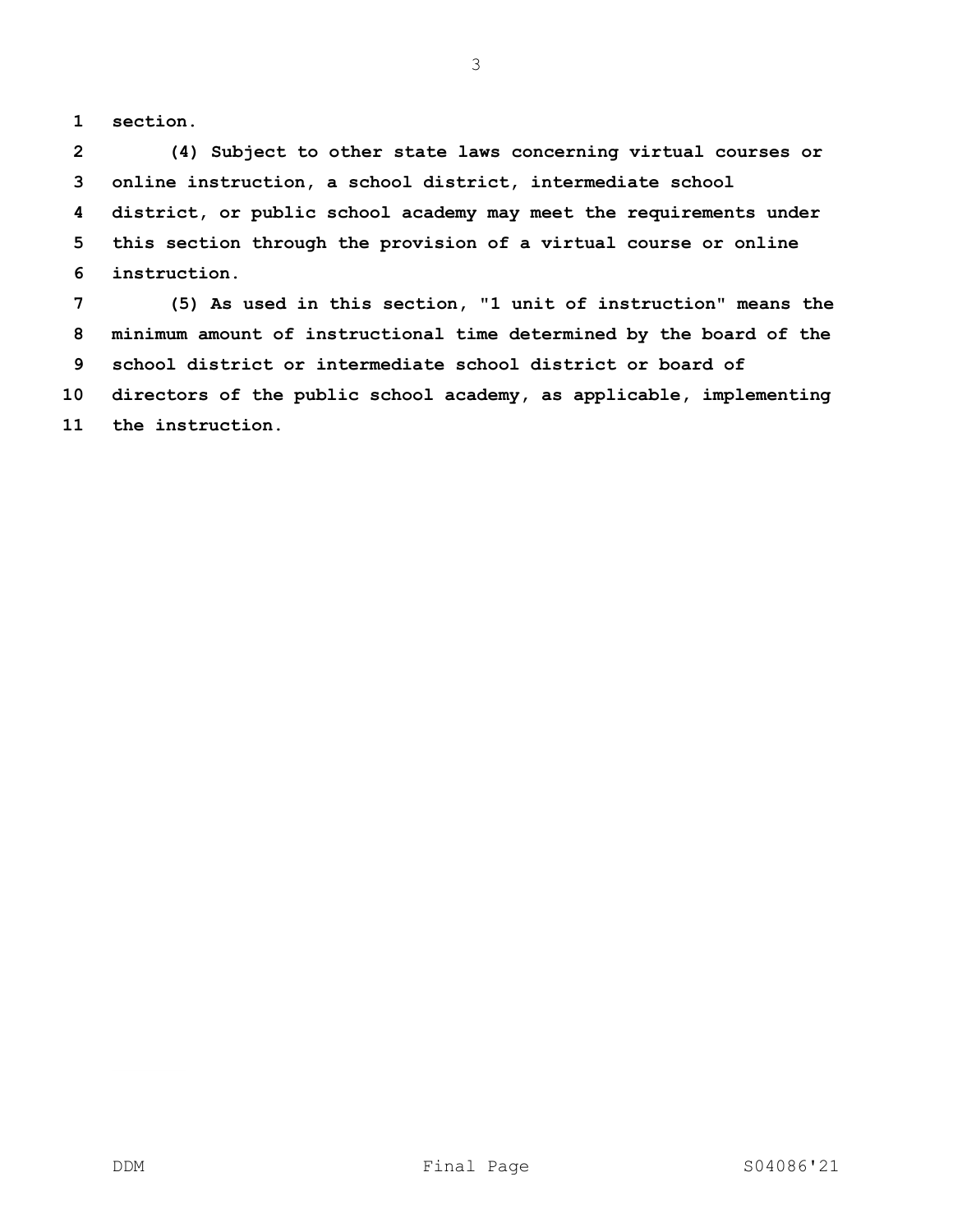**section.**

**(4) Subject to other state laws concerning virtual courses or online instruction, a school district, intermediate school district, or public school academy may meet the requirements under this section through the provision of a virtual course or online instruction.**

**(5) As used in this section, "1 unit of instruction" means the minimum amount of instructional time determined by the board of the school district or intermediate school district or board of directors of the public school academy, as applicable, implementing the instruction.**